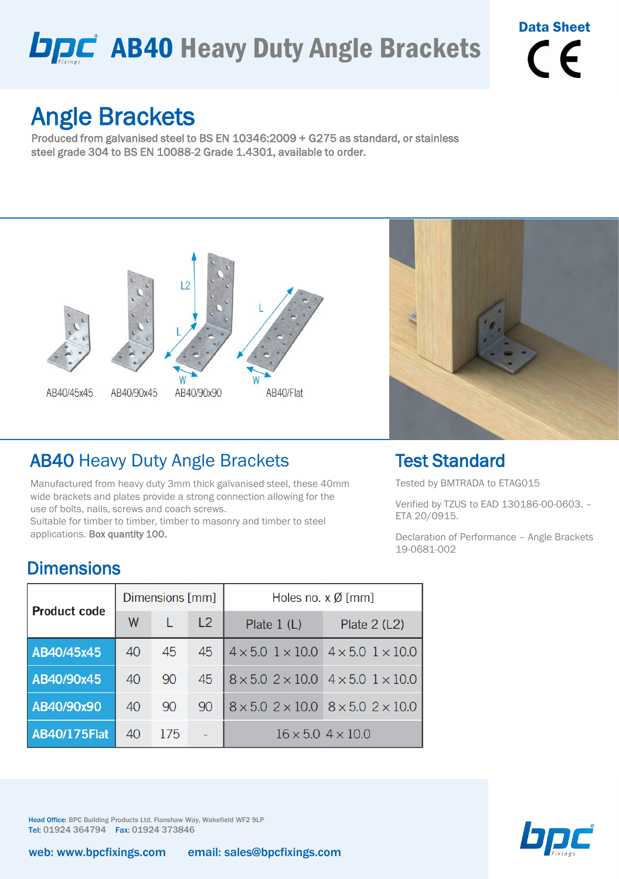# AB40 Heavy Duty Angle Brackets

Data Sheet

## Angle Brackets

**Produced from galvanised steel to BS EN 10346:2009 + G275 as standard, or stainless steel grade 304 to BS EN 10088-2 Grade 1.4301, available to order.**

AB40/45x45 AB40/90x45 AB40/90x90 AB40/Flat

## AB40 Heavy Duty Angle Brackets

Manufactured from heavy duty 3mm thick galvanised steel, these 40mm wide brackets and plates provide a strong connection allowing for the use of bolts, nails, screws and coach screws.
Suitable for timber to timber, timber to masonry and timber to steel applications. **Box quantity 100.**

## Test Standard

Tested by BMTRADA to ETAG015

Verified by TZUS to EAD 130186-00-0603. – ETA 20/0915.

Declaration of Performance – Angle Brackets 19-0681-002

## Dimensions

| Product code | Dimensions [mm] | | | Holes no. x Ø [mm] | |
|---|---|---|---|---|---|
| | W | L | L2 | Plate 1 (L) | Plate 2 (L2) |
| AB40/45x45 | 40 | 45 | 45 | 4 × 5.0 1 × 10.0 | 4 × 5.0 1 × 10.0 |
| AB40/90x45 | 40 | 90 | 45 | 8 × 5.0 2 × 10.0 | 4 × 5.0 1 × 10.0 |
| AB40/90x90 | 40 | 90 | 90 | 8 × 5.0 2 × 10.0 | 8 × 5.0 2 × 10.0 |
| AB40/175Flat | 40 | 175 | - | 16 × 5.0 4 × 10.0 | |

**Head Office:** BPC Building Products Ltd, Flanshaw Way, Wakefield WF2 9LP
**Tel:** 01924 364794 **Fax:** 01924 373846

**web:** www.bpcfixings.com **email:** sales@bpcfixings.com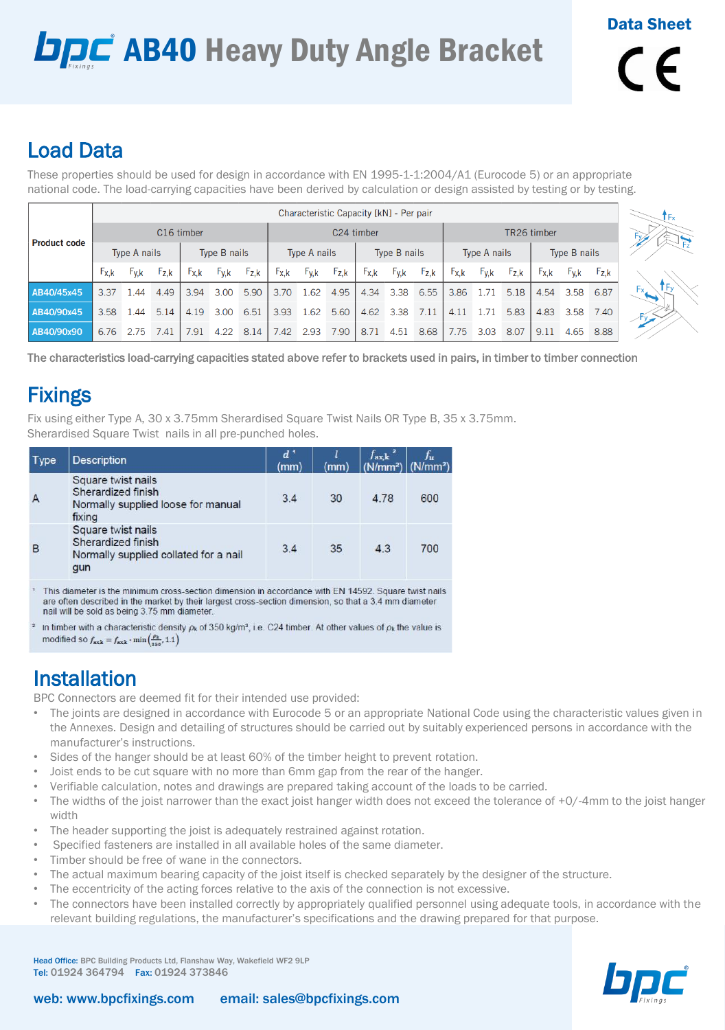# bpc AB40 Heavy Duty Angle Bracket

Data Sheet

## Load Data

These properties should be used for design in accordance with EN 1995-1-1:2004/A1 (Eurocode 5) or an appropriate national code. The load-carrying capacities have been derived by calculation or design assisted by testing or by testing.

| Product code | Characteristic Capacity [kN] - Per pair | | | | | | | | | | | | | | | | | |
|---|---|---|---|---|---|---|---|---|---|---|---|---|---|---|---|---|---|---|
| | C16 timber | | | | | | C24 timber | | | | | | TR26 timber | | | | | |
| | Type A nails | | | Type B nails | | | Type A nails | | | Type B nails | | | Type A nails | | | Type B nails | | |
| | $F_{x,k}$ | $F_{y,k}$ | $F_{z,k}$ | $F_{x,k}$ | $F_{y,k}$ | $F_{z,k}$ | $F_{x,k}$ | $F_{y,k}$ | $F_{z,k}$ | $F_{x,k}$ | $F_{y,k}$ | $F_{z,k}$ | $F_{x,k}$ | $F_{y,k}$ | $F_{z,k}$ | $F_{x,k}$ | $F_{y,k}$ | $F_{z,k}$ |
| AB40/45x45 | 3.37 | 1.44 | 4.49 | 3.94 | 3.00 | 5.90 | 3.70 | 1.62 | 4.95 | 4.34 | 3.38 | 6.55 | 3.86 | 1.71 | 5.18 | 4.54 | 3.58 | 6.87 |
| AB40/90x45 | 3.58 | 1.44 | 5.14 | 4.19 | 3.00 | 6.51 | 3.93 | 1.62 | 5.60 | 4.62 | 3.38 | 7.11 | 4.11 | 1.71 | 5.83 | 4.83 | 3.58 | 7.40 |
| AB40/90x90 | 6.76 | 2.75 | 7.41 | 7.91 | 4.22 | 8.14 | 7.42 | 2.93 | 7.90 | 8.71 | 4.51 | 8.68 | 7.75 | 3.03 | 8.07 | 9.11 | 4.65 | 8.88 |

Fx Fy Fz

**The characteristics load-carrying capacities stated above refer to brackets used in pairs, in timber to timber connection**

## Fixings

Fix using either Type A, 30 x 3.75mm Sherardised Square Twist Nails OR Type B, 35 x 3.75mm. Sherardised Square Twist nails in all pre-punched holes.

| Type | Description | $d$ [1] (mm) | $l$ (mm) | $f_{ax,k}$ [2] (N/mm²) | $f_u$ (N/mm²) |
|---|---|---|---|---|---|
| A | Square twist nails Sherardized finish Normally supplied loose for manual fixing | 3.4 | 30 | 4.78 | 600 |
| B | Square twist nails Sherardized finish Normally supplied collated for a nail gun | 3.4 | 35 | 4.3 | 700 |

[1] This diameter is the minimum cross-section dimension in accordance with EN 14592. Square twist nails are often described in the market by their largest cross-section dimension, so that a 3.4 mm diameter nail will be sold as being 3.75 mm diameter.

[2] In timber with a characteristic density $\rho_k$ of 350 kg/m³, i.e. C24 timber. At other values of $\rho_k$ the value is modified so $f_{axk} = f_{axk} \cdot \min\left(\frac{\rho_k}{350}, 1.1\right)$

## Installation

BPC Connectors are deemed fit for their intended use provided:

- The joints are designed in accordance with Eurocode 5 or an appropriate National Code using the characteristic values given in the Annexes. Design and detailing of structures should be carried out by suitably experienced persons in accordance with the manufacturer's instructions.
- Sides of the hanger should be at least 60% of the timber height to prevent rotation.
- Joist ends to be cut square with no more than 6mm gap from the rear of the hanger.
- Verifiable calculation, notes and drawings are prepared taking account of the loads to be carried.
- The widths of the joist narrower than the exact joist hanger width does not exceed the tolerance of +0/-4mm to the joist hanger width
- The header supporting the joist is adequately restrained against rotation.
- Specified fasteners are installed in all available holes of the same diameter.
- Timber should be free of wane in the connectors.
- The actual maximum bearing capacity of the joist itself is checked separately by the designer of the structure.
- The eccentricity of the acting forces relative to the axis of the connection is not excessive.
- The connectors have been installed correctly by appropriately qualified personnel using adequate tools, in accordance with the relevant building regulations, the manufacturer's specifications and the drawing prepared for that purpose.

**Head Office:** BPC Building Products Ltd, Flanshaw Way, Wakefield WF2 9LP
**Tel:** 01924 364794 **Fax:** 01924 373846

**web:** www.bpcfixings.com **email:** sales@bpcfixings.com